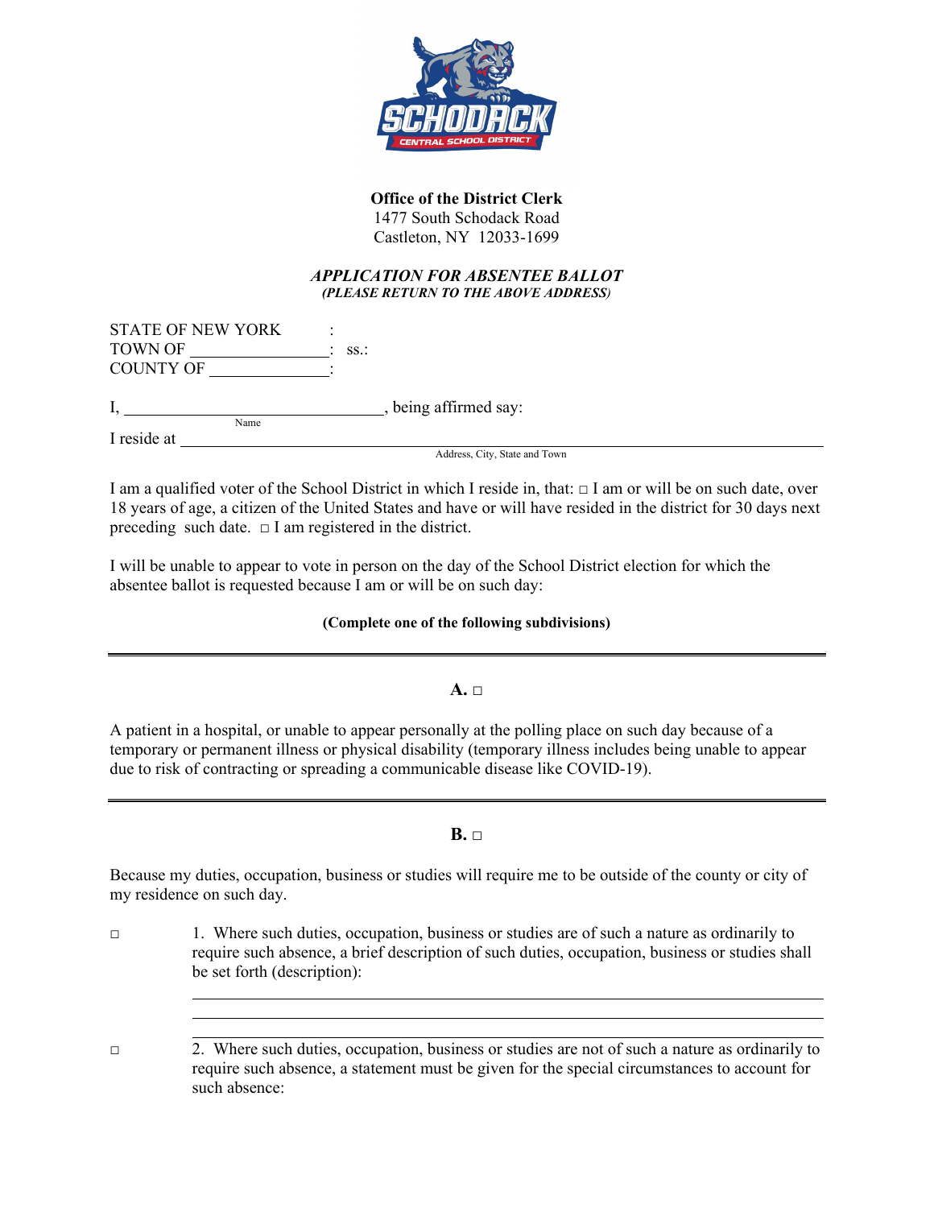**Office of the District Clerk**
1477 South Schodack Road
Castleton, NY 12033-1699

***APPLICATION FOR ABSENTEE BALLOT***
***(PLEASE RETURN TO THE ABOVE ADDRESS)***

STATE OF NEW YORK :
TOWN OF ________________ : ss.:
COUNTY OF ______________ :

I, ______________________________, being affirmed say:
Name

I reside at ____________________________________________________________
Address, City, State and Town

I am a qualified voter of the School District in which I reside in, that: □ I am or will be on such date, over 18 years of age, a citizen of the United States and have or will have resided in the district for 30 days next preceding such date. □ I am registered in the district.

I will be unable to appear to vote in person on the day of the School District election for which the absentee ballot is requested because I am or will be on such day:

**(Complete one of the following subdivisions)**

---

**A.** □

A patient in a hospital, or unable to appear personally at the polling place on such day because of a temporary or permanent illness or physical disability (temporary illness includes being unable to appear due to risk of contracting or spreading a communicable disease like COVID-19).

---

**B.** □

Because my duties, occupation, business or studies will require me to be outside of the county or city of my residence on such day.

□ 1. Where such duties, occupation, business or studies are of such a nature as ordinarily to require such absence, a brief description of such duties, occupation, business or studies shall be set forth (description):

______________________________________________________________________
______________________________________________________________________
______________________________________________________________________

□ 2. Where such duties, occupation, business or studies are not of such a nature as ordinarily to require such absence, a statement must be given for the special circumstances to account for such absence: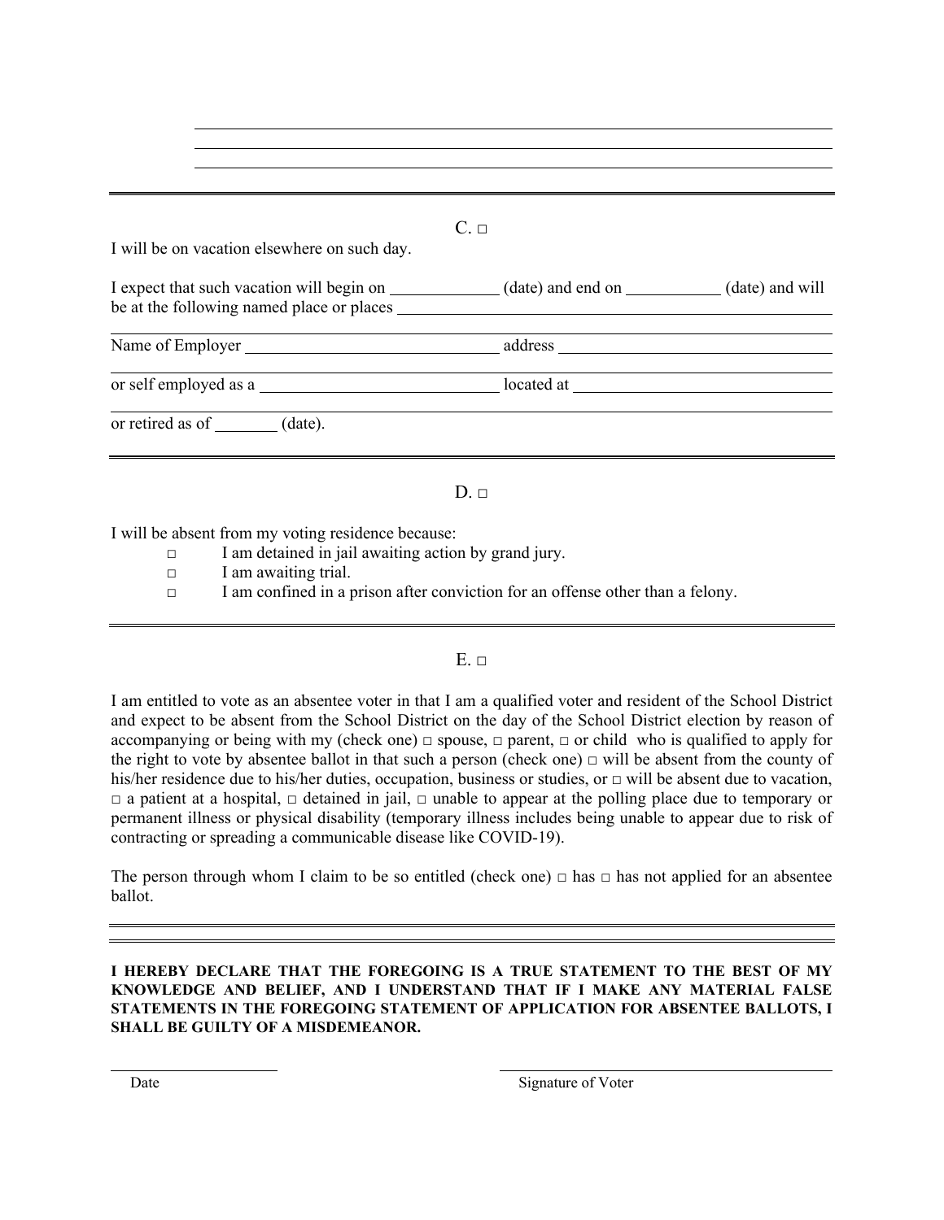\_\_\_\_\_\_\_\_\_\_\_\_\_\_\_\_\_\_\_\_\_\_\_\_\_\_\_\_\_\_\_\_\_\_\_\_\_\_\_\_\_\_\_\_\_\_\_\_\_\_

\_\_\_\_\_\_\_\_\_\_\_\_\_\_\_\_\_\_\_\_\_\_\_\_\_\_\_\_\_\_\_\_\_\_\_\_\_\_\_\_\_\_\_\_\_\_\_\_\_\_

\_\_\_\_\_\_\_\_\_\_\_\_\_\_\_\_\_\_\_\_\_\_\_\_\_\_\_\_\_\_\_\_\_\_\_\_\_\_\_\_\_\_\_\_\_\_\_\_\_\_

---

C. □

I will be on vacation elsewhere on such day.

I expect that such vacation will begin on \_\_\_\_\_\_\_\_\_\_ (date) and end on \_\_\_\_\_\_\_\_\_\_ (date) and will be at the following named place or places \_\_\_\_\_\_\_\_\_\_\_\_\_\_\_\_\_\_\_\_\_\_\_\_\_\_\_\_\_\_

\_\_\_\_\_\_\_\_\_\_\_\_\_\_\_\_\_\_\_\_\_\_\_\_\_\_\_\_\_\_\_\_\_\_\_\_\_\_\_\_\_\_\_\_\_\_\_\_\_\_

Name of Employer \_\_\_\_\_\_\_\_\_\_\_\_\_\_\_\_\_\_\_\_\_\_\_\_ address \_\_\_\_\_\_\_\_\_\_\_\_\_\_\_\_\_\_\_\_\_\_\_\_

\_\_\_\_\_\_\_\_\_\_\_\_\_\_\_\_\_\_\_\_\_\_\_\_\_\_\_\_\_\_\_\_\_\_\_\_\_\_\_\_\_\_\_\_\_\_\_\_\_\_

or self employed as a \_\_\_\_\_\_\_\_\_\_\_\_\_\_\_\_\_\_\_\_\_\_\_\_ located at \_\_\_\_\_\_\_\_\_\_\_\_\_\_\_\_\_\_\_\_\_\_\_\_

\_\_\_\_\_\_\_\_\_\_\_\_\_\_\_\_\_\_\_\_\_\_\_\_\_\_\_\_\_\_\_\_\_\_\_\_\_\_\_\_\_\_\_\_\_\_\_\_\_\_

or retired as of \_\_\_\_\_\_\_ (date).

---

D. □

I will be absent from my voting residence because:

- □ I am detained in jail awaiting action by grand jury.
- □ I am awaiting trial.
- □ I am confined in a prison after conviction for an offense other than a felony.

---

E. □

I am entitled to vote as an absentee voter in that I am a qualified voter and resident of the School District and expect to be absent from the School District on the day of the School District election by reason of accompanying or being with my (check one) □ spouse, □ parent, □ or child who is qualified to apply for the right to vote by absentee ballot in that such a person (check one) □ will be absent from the county of his/her residence due to his/her duties, occupation, business or studies, or □ will be absent due to vacation, □ a patient at a hospital, □ detained in jail, □ unable to appear at the polling place due to temporary or permanent illness or physical disability (temporary illness includes being unable to appear due to risk of contracting or spreading a communicable disease like COVID-19).

The person through whom I claim to be so entitled (check one) □ has □ has not applied for an absentee ballot.

---

**I HEREBY DECLARE THAT THE FOREGOING IS A TRUE STATEMENT TO THE BEST OF MY KNOWLEDGE AND BELIEF, AND I UNDERSTAND THAT IF I MAKE ANY MATERIAL FALSE STATEMENTS IN THE FOREGOING STATEMENT OF APPLICATION FOR ABSENTEE BALLOTS, I SHALL BE GUILTY OF A MISDEMEANOR.**

\_\_\_\_\_\_\_\_\_\_\_\_\_\_\_\_\_\_\_\_ \_\_\_\_\_\_\_\_\_\_\_\_\_\_\_\_\_\_\_\_\_\_\_\_\_\_\_\_\_\_

Date Signature of Voter